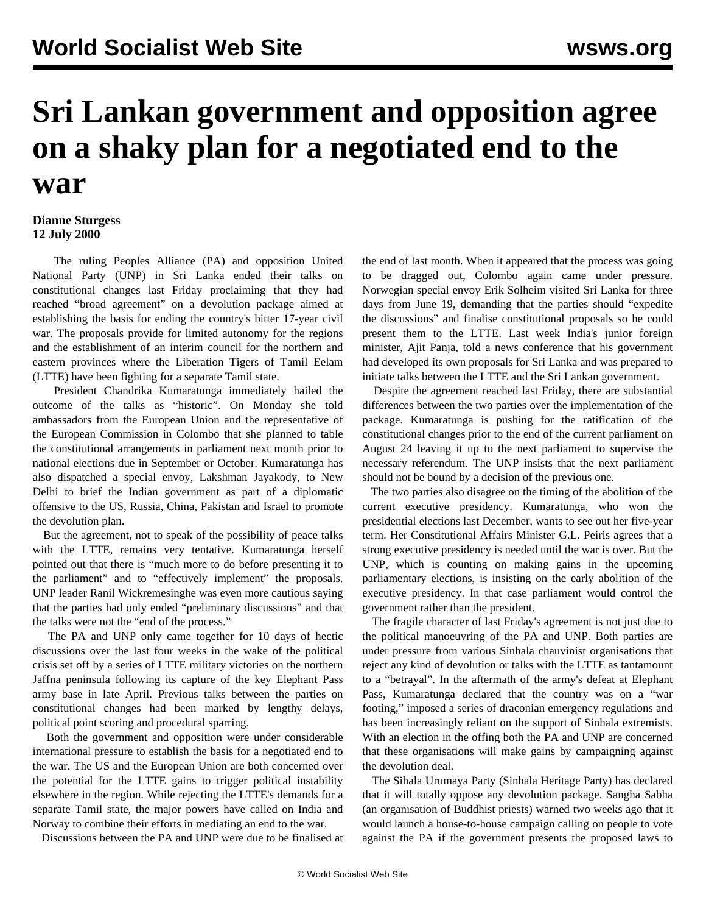# Sri Lankan government and opposition agree on a shaky plan for a negotiated end to the war

**Dianne Sturgess**
**12 July 2000**

The ruling Peoples Alliance (PA) and opposition United National Party (UNP) in Sri Lanka ended their talks on constitutional changes last Friday proclaiming that they had reached "broad agreement" on a devolution package aimed at establishing the basis for ending the country's bitter 17-year civil war. The proposals provide for limited autonomy for the regions and the establishment of an interim council for the northern and eastern provinces where the Liberation Tigers of Tamil Eelam (LTTE) have been fighting for a separate Tamil state.

President Chandrika Kumaratunga immediately hailed the outcome of the talks as "historic". On Monday she told ambassadors from the European Union and the representative of the European Commission in Colombo that she planned to table the constitutional arrangements in parliament next month prior to national elections due in September or October. Kumaratunga has also dispatched a special envoy, Lakshman Jayakody, to New Delhi to brief the Indian government as part of a diplomatic offensive to the US, Russia, China, Pakistan and Israel to promote the devolution plan.

But the agreement, not to speak of the possibility of peace talks with the LTTE, remains very tentative. Kumaratunga herself pointed out that there is "much more to do before presenting it to the parliament" and to "effectively implement" the proposals. UNP leader Ranil Wickremesinghe was even more cautious saying that the parties had only ended "preliminary discussions" and that the talks were not the "end of the process."

The PA and UNP only came together for 10 days of hectic discussions over the last four weeks in the wake of the political crisis set off by a series of LTTE military victories on the northern Jaffna peninsula following its capture of the key Elephant Pass army base in late April. Previous talks between the parties on constitutional changes had been marked by lengthy delays, political point scoring and procedural sparring.

Both the government and opposition were under considerable international pressure to establish the basis for a negotiated end to the war. The US and the European Union are both concerned over the potential for the LTTE gains to trigger political instability elsewhere in the region. While rejecting the LTTE's demands for a separate Tamil state, the major powers have called on India and Norway to combine their efforts in mediating an end to the war.

Discussions between the PA and UNP were due to be finalised at the end of last month. When it appeared that the process was going to be dragged out, Colombo again came under pressure. Norwegian special envoy Erik Solheim visited Sri Lanka for three days from June 19, demanding that the parties should "expedite the discussions" and finalise constitutional proposals so he could present them to the LTTE. Last week India's junior foreign minister, Ajit Panja, told a news conference that his government had developed its own proposals for Sri Lanka and was prepared to initiate talks between the LTTE and the Sri Lankan government.

Despite the agreement reached last Friday, there are substantial differences between the two parties over the implementation of the package. Kumaratunga is pushing for the ratification of the constitutional changes prior to the end of the current parliament on August 24 leaving it up to the next parliament to supervise the necessary referendum. The UNP insists that the next parliament should not be bound by a decision of the previous one.

The two parties also disagree on the timing of the abolition of the current executive presidency. Kumaratunga, who won the presidential elections last December, wants to see out her five-year term. Her Constitutional Affairs Minister G.L. Peiris agrees that a strong executive presidency is needed until the war is over. But the UNP, which is counting on making gains in the upcoming parliamentary elections, is insisting on the early abolition of the executive presidency. In that case parliament would control the government rather than the president.

The fragile character of last Friday's agreement is not just due to the political manoeuvring of the PA and UNP. Both parties are under pressure from various Sinhala chauvinist organisations that reject any kind of devolution or talks with the LTTE as tantamount to a "betrayal". In the aftermath of the army's defeat at Elephant Pass, Kumaratunga declared that the country was on a "war footing," imposed a series of draconian emergency regulations and has been increasingly reliant on the support of Sinhala extremists. With an election in the offing both the PA and UNP are concerned that these organisations will make gains by campaigning against the devolution deal.

The Sihala Urumaya Party (Sinhala Heritage Party) has declared that it will totally oppose any devolution package. Sangha Sabha (an organisation of Buddhist priests) warned two weeks ago that it would launch a house-to-house campaign calling on people to vote against the PA if the government presents the proposed laws to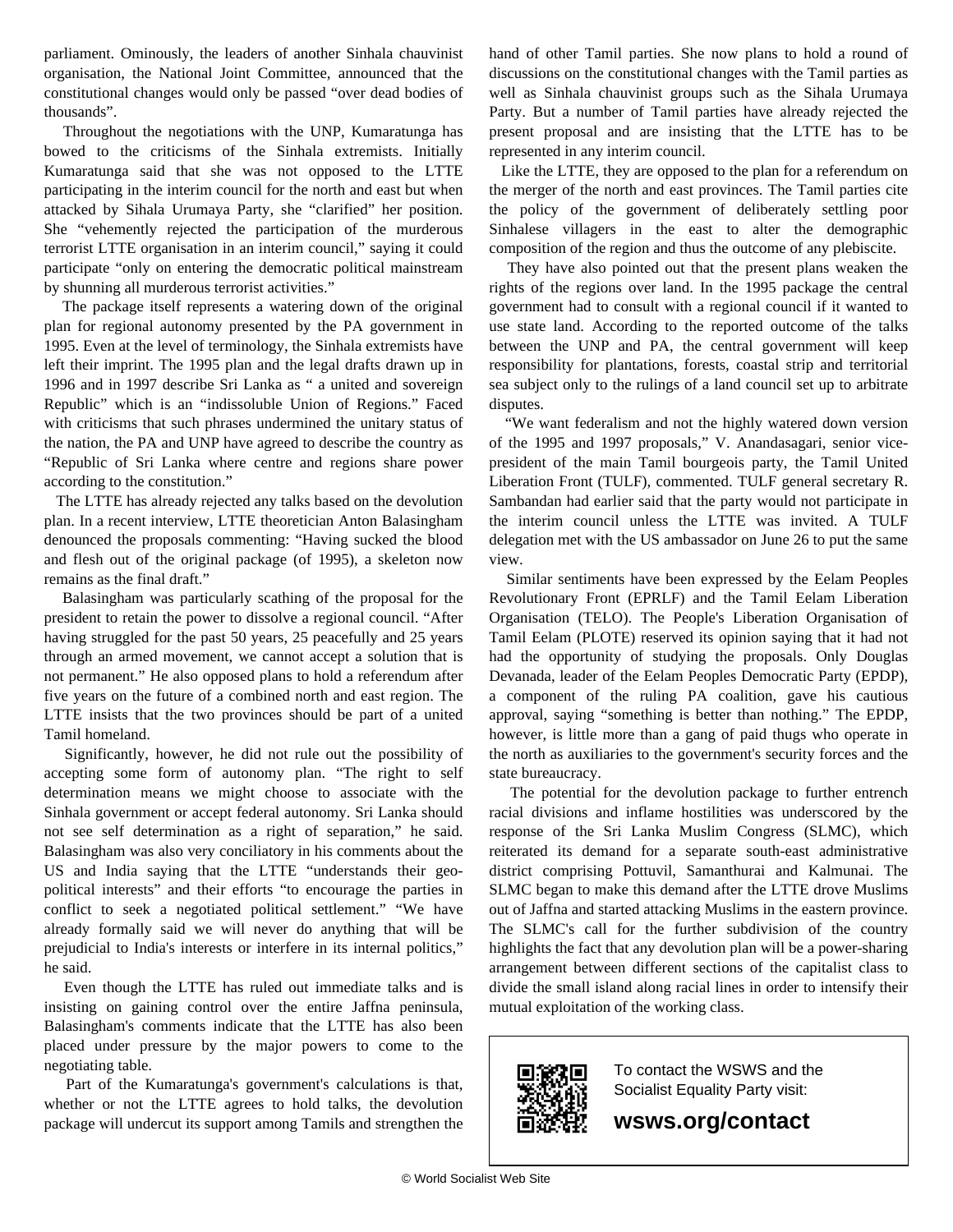parliament. Ominously, the leaders of another Sinhala chauvinist organisation, the National Joint Committee, announced that the constitutional changes would only be passed "over dead bodies of thousands".

Throughout the negotiations with the UNP, Kumaratunga has bowed to the criticisms of the Sinhala extremists. Initially Kumaratunga said that she was not opposed to the LTTE participating in the interim council for the north and east but when attacked by Sihala Urumaya Party, she "clarified" her position. She "vehemently rejected the participation of the murderous terrorist LTTE organisation in an interim council," saying it could participate "only on entering the democratic political mainstream by shunning all murderous terrorist activities."

The package itself represents a watering down of the original plan for regional autonomy presented by the PA government in 1995. Even at the level of terminology, the Sinhala extremists have left their imprint. The 1995 plan and the legal drafts drawn up in 1996 and in 1997 describe Sri Lanka as " a united and sovereign Republic" which is an "indissoluble Union of Regions." Faced with criticisms that such phrases undermined the unitary status of the nation, the PA and UNP have agreed to describe the country as "Republic of Sri Lanka where centre and regions share power according to the constitution."

The LTTE has already rejected any talks based on the devolution plan. In a recent interview, LTTE theoretician Anton Balasingham denounced the proposals commenting: "Having sucked the blood and flesh out of the original package (of 1995), a skeleton now remains as the final draft."

Balasingham was particularly scathing of the proposal for the president to retain the power to dissolve a regional council. "After having struggled for the past 50 years, 25 peacefully and 25 years through an armed movement, we cannot accept a solution that is not permanent." He also opposed plans to hold a referendum after five years on the future of a combined north and east region. The LTTE insists that the two provinces should be part of a united Tamil homeland.

Significantly, however, he did not rule out the possibility of accepting some form of autonomy plan. "The right to self determination means we might choose to associate with the Sinhala government or accept federal autonomy. Sri Lanka should not see self determination as a right of separation," he said. Balasingham was also very conciliatory in his comments about the US and India saying that the LTTE "understands their geo-political interests" and their efforts "to encourage the parties in conflict to seek a negotiated political settlement." "We have already formally said we will never do anything that will be prejudicial to India's interests or interfere in its internal politics," he said.

Even though the LTTE has ruled out immediate talks and is insisting on gaining control over the entire Jaffna peninsula, Balasingham's comments indicate that the LTTE has also been placed under pressure by the major powers to come to the negotiating table.

Part of the Kumaratunga's government's calculations is that, whether or not the LTTE agrees to hold talks, the devolution package will undercut its support among Tamils and strengthen the hand of other Tamil parties. She now plans to hold a round of discussions on the constitutional changes with the Tamil parties as well as Sinhala chauvinist groups such as the Sihala Urumaya Party. But a number of Tamil parties have already rejected the present proposal and are insisting that the LTTE has to be represented in any interim council.

Like the LTTE, they are opposed to the plan for a referendum on the merger of the north and east provinces. The Tamil parties cite the policy of the government of deliberately settling poor Sinhalese villagers in the east to alter the demographic composition of the region and thus the outcome of any plebiscite.

They have also pointed out that the present plans weaken the rights of the regions over land. In the 1995 package the central government had to consult with a regional council if it wanted to use state land. According to the reported outcome of the talks between the UNP and PA, the central government will keep responsibility for plantations, forests, coastal strip and territorial sea subject only to the rulings of a land council set up to arbitrate disputes.

"We want federalism and not the highly watered down version of the 1995 and 1997 proposals," V. Anandasagari, senior vice-president of the main Tamil bourgeois party, the Tamil United Liberation Front (TULF), commented. TULF general secretary R. Sambandan had earlier said that the party would not participate in the interim council unless the LTTE was invited. A TULF delegation met with the US ambassador on June 26 to put the same view.

Similar sentiments have been expressed by the Eelam Peoples Revolutionary Front (EPRLF) and the Tamil Eelam Liberation Organisation (TELO). The People's Liberation Organisation of Tamil Eelam (PLOTE) reserved its opinion saying that it had not had the opportunity of studying the proposals. Only Douglas Devanada, leader of the Eelam Peoples Democratic Party (EPDP), a component of the ruling PA coalition, gave his cautious approval, saying "something is better than nothing." The EPDP, however, is little more than a gang of paid thugs who operate in the north as auxiliaries to the government's security forces and the state bureaucracy.

The potential for the devolution package to further entrench racial divisions and inflame hostilities was underscored by the response of the Sri Lanka Muslim Congress (SLMC), which reiterated its demand for a separate south-east administrative district comprising Pottuvil, Samanthurai and Kalmunai. The SLMC began to make this demand after the LTTE drove Muslims out of Jaffna and started attacking Muslims in the eastern province. The SLMC's call for the further subdivision of the country highlights the fact that any devolution plan will be a power-sharing arrangement between different sections of the capitalist class to divide the small island along racial lines in order to intensify their mutual exploitation of the working class.

To contact the WSWS and the Socialist Equality Party visit:

**wsws.org/contact**